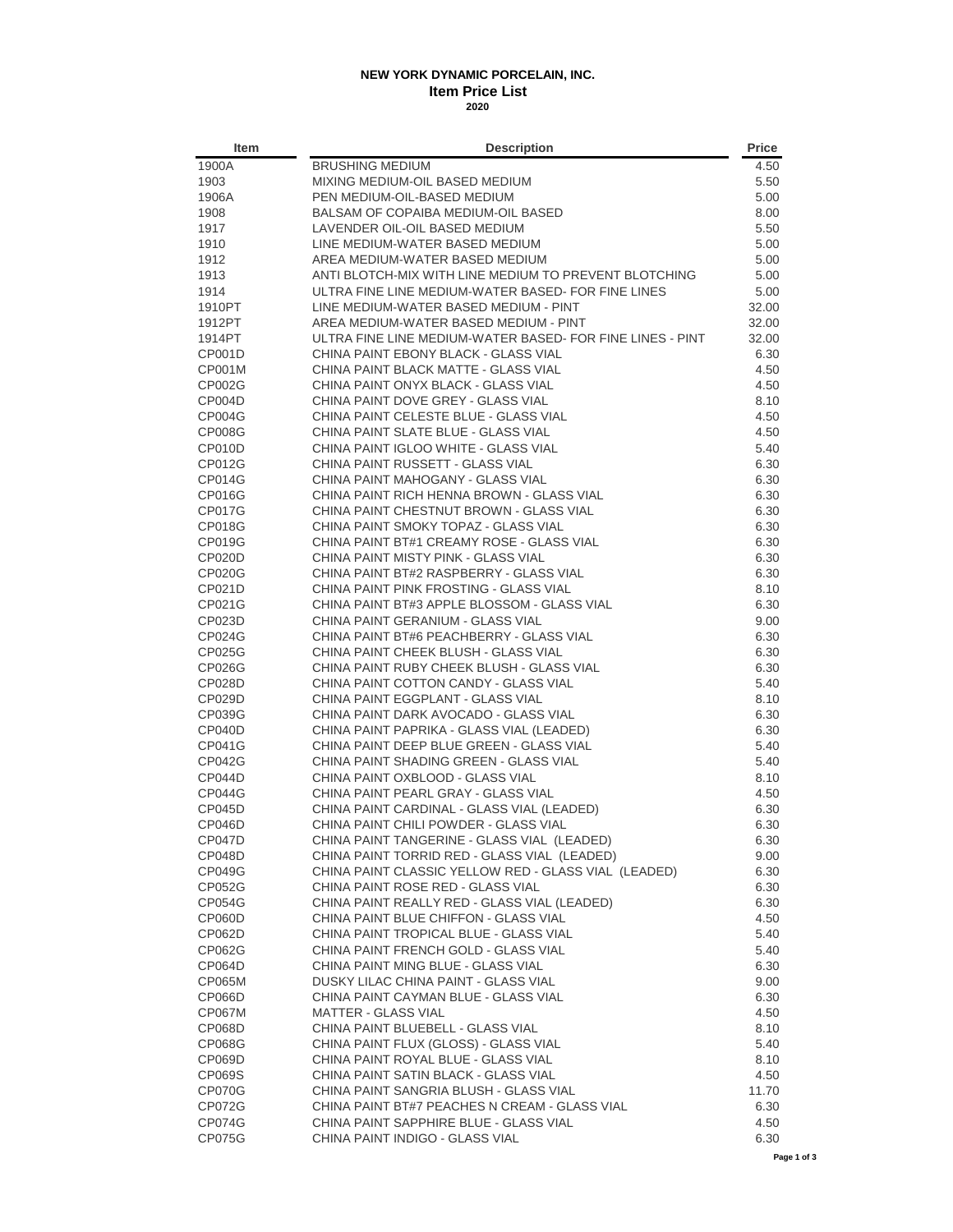**NEW YORK DYNAMIC PORCELAIN, INC.**
**Item Price List**
**2020**

| Item | Description | Price |
|---|---|---|
| 1900A | BRUSHING MEDIUM | 4.50 |
| 1903 | MIXING MEDIUM-OIL BASED MEDIUM | 5.50 |
| 1906A | PEN MEDIUM-OIL-BASED MEDIUM | 5.00 |
| 1908 | BALSAM OF COPAIBA MEDIUM-OIL BASED | 8.00 |
| 1917 | LAVENDER OIL-OIL BASED MEDIUM | 5.50 |
| 1910 | LINE MEDIUM-WATER BASED MEDIUM | 5.00 |
| 1912 | AREA MEDIUM-WATER BASED MEDIUM | 5.00 |
| 1913 | ANTI BLOTCH-MIX WITH LINE MEDIUM TO PREVENT BLOTCHING | 5.00 |
| 1914 | ULTRA FINE LINE MEDIUM-WATER BASED- FOR FINE LINES | 5.00 |
| 1910PT | LINE MEDIUM-WATER BASED MEDIUM - PINT | 32.00 |
| 1912PT | AREA MEDIUM-WATER BASED MEDIUM - PINT | 32.00 |
| 1914PT | ULTRA FINE LINE MEDIUM-WATER BASED- FOR FINE LINES - PINT | 32.00 |
| CP001D | CHINA PAINT EBONY BLACK - GLASS VIAL | 6.30 |
| CP001M | CHINA PAINT BLACK MATTE - GLASS VIAL | 4.50 |
| CP002G | CHINA PAINT ONYX BLACK - GLASS VIAL | 4.50 |
| CP004D | CHINA PAINT DOVE GREY - GLASS VIAL | 8.10 |
| CP004G | CHINA PAINT CELESTE BLUE - GLASS VIAL | 4.50 |
| CP008G | CHINA PAINT SLATE BLUE - GLASS VIAL | 4.50 |
| CP010D | CHINA PAINT IGLOO WHITE - GLASS VIAL | 5.40 |
| CP012G | CHINA PAINT RUSSETT - GLASS VIAL | 6.30 |
| CP014G | CHINA PAINT MAHOGANY - GLASS VIAL | 6.30 |
| CP016G | CHINA PAINT RICH HENNA BROWN - GLASS VIAL | 6.30 |
| CP017G | CHINA PAINT CHESTNUT BROWN - GLASS VIAL | 6.30 |
| CP018G | CHINA PAINT SMOKY TOPAZ - GLASS VIAL | 6.30 |
| CP019G | CHINA PAINT BT#1 CREAMY ROSE - GLASS VIAL | 6.30 |
| CP020D | CHINA PAINT MISTY PINK - GLASS VIAL | 6.30 |
| CP020G | CHINA PAINT BT#2 RASPBERRY - GLASS VIAL | 6.30 |
| CP021D | CHINA PAINT PINK FROSTING - GLASS VIAL | 8.10 |
| CP021G | CHINA PAINT BT#3 APPLE BLOSSOM - GLASS VIAL | 6.30 |
| CP023D | CHINA PAINT GERANIUM - GLASS VIAL | 9.00 |
| CP024G | CHINA PAINT BT#6 PEACHBERRY - GLASS VIAL | 6.30 |
| CP025G | CHINA PAINT CHEEK BLUSH - GLASS VIAL | 6.30 |
| CP026G | CHINA PAINT RUBY CHEEK BLUSH - GLASS VIAL | 6.30 |
| CP028D | CHINA PAINT COTTON CANDY - GLASS VIAL | 5.40 |
| CP029D | CHINA PAINT EGGPLANT - GLASS VIAL | 8.10 |
| CP039G | CHINA PAINT DARK AVOCADO - GLASS VIAL | 6.30 |
| CP040D | CHINA PAINT PAPRIKA - GLASS VIAL (LEADED) | 6.30 |
| CP041G | CHINA PAINT DEEP BLUE GREEN - GLASS VIAL | 5.40 |
| CP042G | CHINA PAINT SHADING GREEN - GLASS VIAL | 5.40 |
| CP044D | CHINA PAINT OXBLOOD - GLASS VIAL | 8.10 |
| CP044G | CHINA PAINT PEARL GRAY - GLASS VIAL | 4.50 |
| CP045D | CHINA PAINT CARDINAL - GLASS VIAL (LEADED) | 6.30 |
| CP046D | CHINA PAINT CHILI POWDER - GLASS VIAL | 6.30 |
| CP047D | CHINA PAINT TANGERINE - GLASS VIAL (LEADED) | 6.30 |
| CP048D | CHINA PAINT TORRID RED - GLASS VIAL (LEADED) | 9.00 |
| CP049G | CHINA PAINT CLASSIC YELLOW RED - GLASS VIAL (LEADED) | 6.30 |
| CP052G | CHINA PAINT ROSE RED - GLASS VIAL | 6.30 |
| CP054G | CHINA PAINT REALLY RED - GLASS VIAL (LEADED) | 6.30 |
| CP060D | CHINA PAINT BLUE CHIFFON - GLASS VIAL | 4.50 |
| CP062D | CHINA PAINT TROPICAL BLUE - GLASS VIAL | 5.40 |
| CP062G | CHINA PAINT FRENCH GOLD - GLASS VIAL | 5.40 |
| CP064D | CHINA PAINT MING BLUE - GLASS VIAL | 6.30 |
| CP065M | DUSKY LILAC CHINA PAINT - GLASS VIAL | 9.00 |
| CP066D | CHINA PAINT CAYMAN BLUE - GLASS VIAL | 6.30 |
| CP067M | MATTER - GLASS VIAL | 4.50 |
| CP068D | CHINA PAINT BLUEBELL - GLASS VIAL | 8.10 |
| CP068G | CHINA PAINT FLUX (GLOSS) - GLASS VIAL | 5.40 |
| CP069D | CHINA PAINT ROYAL BLUE - GLASS VIAL | 8.10 |
| CP069S | CHINA PAINT SATIN BLACK - GLASS VIAL | 4.50 |
| CP070G | CHINA PAINT SANGRIA BLUSH - GLASS VIAL | 11.70 |
| CP072G | CHINA PAINT BT#7 PEACHES N CREAM - GLASS VIAL | 6.30 |
| CP074G | CHINA PAINT SAPPHIRE BLUE - GLASS VIAL | 4.50 |
| CP075G | CHINA PAINT INDIGO - GLASS VIAL | 6.30 |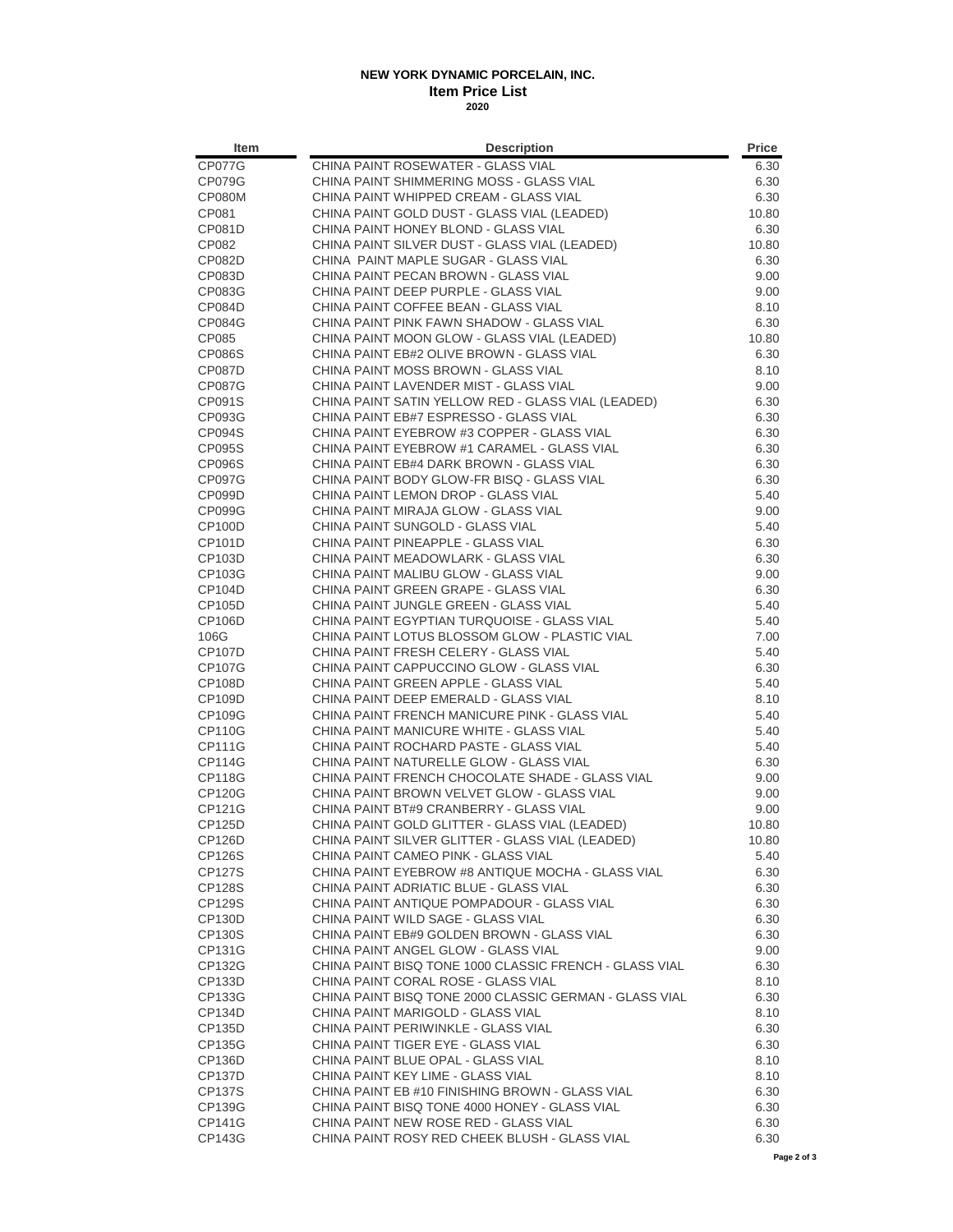**NEW YORK DYNAMIC PORCELAIN, INC.**
**Item Price List**
**2020**

| Item | Description | Price |
|---|---|---|
| CP077G | CHINA PAINT ROSEWATER - GLASS VIAL | 6.30 |
| CP079G | CHINA PAINT SHIMMERING MOSS - GLASS VIAL | 6.30 |
| CP080M | CHINA PAINT WHIPPED CREAM - GLASS VIAL | 6.30 |
| CP081 | CHINA PAINT GOLD DUST - GLASS VIAL (LEADED) | 10.80 |
| CP081D | CHINA PAINT HONEY BLOND - GLASS VIAL | 6.30 |
| CP082 | CHINA PAINT SILVER DUST - GLASS VIAL (LEADED) | 10.80 |
| CP082D | CHINA PAINT MAPLE SUGAR - GLASS VIAL | 6.30 |
| CP083D | CHINA PAINT PECAN BROWN - GLASS VIAL | 9.00 |
| CP083G | CHINA PAINT DEEP PURPLE - GLASS VIAL | 9.00 |
| CP084D | CHINA PAINT COFFEE BEAN - GLASS VIAL | 8.10 |
| CP084G | CHINA PAINT PINK FAWN SHADOW - GLASS VIAL | 6.30 |
| CP085 | CHINA PAINT MOON GLOW - GLASS VIAL (LEADED) | 10.80 |
| CP086S | CHINA PAINT EB#2 OLIVE BROWN - GLASS VIAL | 6.30 |
| CP087D | CHINA PAINT MOSS BROWN - GLASS VIAL | 8.10 |
| CP087G | CHINA PAINT LAVENDER MIST - GLASS VIAL | 9.00 |
| CP091S | CHINA PAINT SATIN YELLOW RED - GLASS VIAL (LEADED) | 6.30 |
| CP093G | CHINA PAINT EB#7 ESPRESSO - GLASS VIAL | 6.30 |
| CP094S | CHINA PAINT EYEBROW #3 COPPER - GLASS VIAL | 6.30 |
| CP095S | CHINA PAINT EYEBROW #1 CARAMEL - GLASS VIAL | 6.30 |
| CP096S | CHINA PAINT EB#4 DARK BROWN - GLASS VIAL | 6.30 |
| CP097G | CHINA PAINT BODY GLOW-FR BISQ - GLASS VIAL | 6.30 |
| CP099D | CHINA PAINT LEMON DROP - GLASS VIAL | 5.40 |
| CP099G | CHINA PAINT MIRAJA GLOW - GLASS VIAL | 9.00 |
| CP100D | CHINA PAINT SUNGOLD - GLASS VIAL | 5.40 |
| CP101D | CHINA PAINT PINEAPPLE - GLASS VIAL | 6.30 |
| CP103D | CHINA PAINT MEADOWLARK - GLASS VIAL | 6.30 |
| CP103G | CHINA PAINT MALIBU GLOW - GLASS VIAL | 9.00 |
| CP104D | CHINA PAINT GREEN GRAPE - GLASS VIAL | 6.30 |
| CP105D | CHINA PAINT JUNGLE GREEN - GLASS VIAL | 5.40 |
| CP106D | CHINA PAINT EGYPTIAN TURQUOISE - GLASS VIAL | 5.40 |
| 106G | CHINA PAINT LOTUS BLOSSOM GLOW - PLASTIC VIAL | 7.00 |
| CP107D | CHINA PAINT FRESH CELERY - GLASS VIAL | 5.40 |
| CP107G | CHINA PAINT CAPPUCCINO GLOW - GLASS VIAL | 6.30 |
| CP108D | CHINA PAINT GREEN APPLE - GLASS VIAL | 5.40 |
| CP109D | CHINA PAINT DEEP EMERALD - GLASS VIAL | 8.10 |
| CP109G | CHINA PAINT FRENCH MANICURE PINK - GLASS VIAL | 5.40 |
| CP110G | CHINA PAINT MANICURE WHITE - GLASS VIAL | 5.40 |
| CP111G | CHINA PAINT ROCHARD PASTE - GLASS VIAL | 5.40 |
| CP114G | CHINA PAINT NATURELLE GLOW - GLASS VIAL | 6.30 |
| CP118G | CHINA PAINT FRENCH CHOCOLATE SHADE - GLASS VIAL | 9.00 |
| CP120G | CHINA PAINT BROWN VELVET GLOW - GLASS VIAL | 9.00 |
| CP121G | CHINA PAINT BT#9 CRANBERRY - GLASS VIAL | 9.00 |
| CP125D | CHINA PAINT GOLD GLITTER - GLASS VIAL (LEADED) | 10.80 |
| CP126D | CHINA PAINT SILVER GLITTER - GLASS VIAL (LEADED) | 10.80 |
| CP126S | CHINA PAINT CAMEO PINK - GLASS VIAL | 5.40 |
| CP127S | CHINA PAINT EYEBROW #8 ANTIQUE MOCHA - GLASS VIAL | 6.30 |
| CP128S | CHINA PAINT ADRIATIC BLUE - GLASS VIAL | 6.30 |
| CP129S | CHINA PAINT ANTIQUE POMPADOUR - GLASS VIAL | 6.30 |
| CP130D | CHINA PAINT WILD SAGE - GLASS VIAL | 6.30 |
| CP130S | CHINA PAINT EB#9 GOLDEN BROWN - GLASS VIAL | 6.30 |
| CP131G | CHINA PAINT ANGEL GLOW - GLASS VIAL | 9.00 |
| CP132G | CHINA PAINT BISQ TONE 1000 CLASSIC FRENCH - GLASS VIAL | 6.30 |
| CP133D | CHINA PAINT CORAL ROSE - GLASS VIAL | 8.10 |
| CP133G | CHINA PAINT BISQ TONE 2000 CLASSIC GERMAN - GLASS VIAL | 6.30 |
| CP134D | CHINA PAINT MARIGOLD - GLASS VIAL | 8.10 |
| CP135D | CHINA PAINT PERIWINKLE - GLASS VIAL | 6.30 |
| CP135G | CHINA PAINT TIGER EYE - GLASS VIAL | 6.30 |
| CP136D | CHINA PAINT BLUE OPAL - GLASS VIAL | 8.10 |
| CP137D | CHINA PAINT KEY LIME - GLASS VIAL | 8.10 |
| CP137S | CHINA PAINT EB #10 FINISHING BROWN - GLASS VIAL | 6.30 |
| CP139G | CHINA PAINT BISQ TONE 4000 HONEY - GLASS VIAL | 6.30 |
| CP141G | CHINA PAINT NEW ROSE RED - GLASS VIAL | 6.30 |
| CP143G | CHINA PAINT ROSY RED CHEEK BLUSH - GLASS VIAL | 6.30 |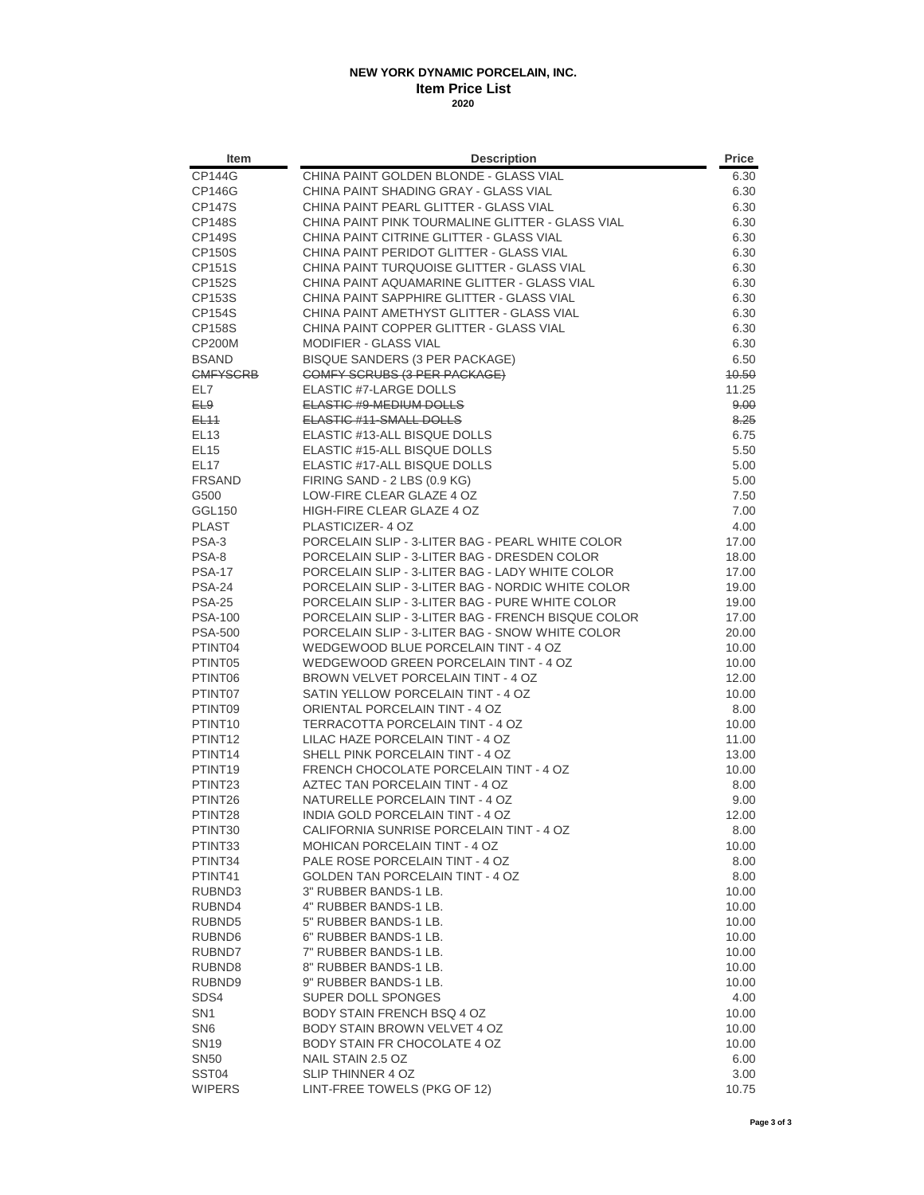**NEW YORK DYNAMIC PORCELAIN, INC.**
**Item Price List**
**2020**

| Item | Description | Price |
|---|---|---|
| CP144G | CHINA PAINT GOLDEN BLONDE - GLASS VIAL | 6.30 |
| CP146G | CHINA PAINT SHADING GRAY - GLASS VIAL | 6.30 |
| CP147S | CHINA PAINT PEARL GLITTER - GLASS VIAL | 6.30 |
| CP148S | CHINA PAINT PINK TOURMALINE GLITTER - GLASS VIAL | 6.30 |
| CP149S | CHINA PAINT CITRINE GLITTER - GLASS VIAL | 6.30 |
| CP150S | CHINA PAINT PERIDOT GLITTER - GLASS VIAL | 6.30 |
| CP151S | CHINA PAINT TURQUOISE GLITTER - GLASS VIAL | 6.30 |
| CP152S | CHINA PAINT AQUAMARINE GLITTER - GLASS VIAL | 6.30 |
| CP153S | CHINA PAINT SAPPHIRE GLITTER - GLASS VIAL | 6.30 |
| CP154S | CHINA PAINT AMETHYST GLITTER - GLASS VIAL | 6.30 |
| CP158S | CHINA PAINT COPPER GLITTER - GLASS VIAL | 6.30 |
| CP200M | MODIFIER - GLASS VIAL | 6.30 |
| BSAND | BISQUE SANDERS (3 PER PACKAGE) | 6.50 |
| ~~CMFYSCRB~~ | ~~COMFY SCRUBS (3 PER PACKAGE)~~ | ~~10.50~~ |
| EL7 | ELASTIC #7-LARGE DOLLS | 11.25 |
| ~~EL9~~ | ~~ELASTIC #9-MEDIUM DOLLS~~ | ~~9.00~~ |
| ~~EL11~~ | ~~ELASTIC #11-SMALL DOLLS~~ | ~~8.25~~ |
| EL13 | ELASTIC #13-ALL BISQUE DOLLS | 6.75 |
| EL15 | ELASTIC #15-ALL BISQUE DOLLS | 5.50 |
| EL17 | ELASTIC #17-ALL BISQUE DOLLS | 5.00 |
| FRSAND | FIRING SAND - 2 LBS (0.9 KG) | 5.00 |
| G500 | LOW-FIRE CLEAR GLAZE 4 OZ | 7.50 |
| GGL150 | HIGH-FIRE CLEAR GLAZE 4 OZ | 7.00 |
| PLAST | PLASTICIZER- 4 OZ | 4.00 |
| PSA-3 | PORCELAIN SLIP - 3-LITER BAG - PEARL WHITE COLOR | 17.00 |
| PSA-8 | PORCELAIN SLIP - 3-LITER BAG - DRESDEN COLOR | 18.00 |
| PSA-17 | PORCELAIN SLIP - 3-LITER BAG - LADY WHITE COLOR | 17.00 |
| PSA-24 | PORCELAIN SLIP - 3-LITER BAG - NORDIC WHITE COLOR | 19.00 |
| PSA-25 | PORCELAIN SLIP - 3-LITER BAG - PURE WHITE COLOR | 19.00 |
| PSA-100 | PORCELAIN SLIP - 3-LITER BAG - FRENCH BISQUE COLOR | 17.00 |
| PSA-500 | PORCELAIN SLIP - 3-LITER BAG - SNOW WHITE COLOR | 20.00 |
| PTINT04 | WEDGEWOOD BLUE PORCELAIN TINT - 4 OZ | 10.00 |
| PTINT05 | WEDGEWOOD GREEN PORCELAIN TINT - 4 OZ | 10.00 |
| PTINT06 | BROWN VELVET PORCELAIN TINT - 4 OZ | 12.00 |
| PTINT07 | SATIN YELLOW PORCELAIN TINT - 4 OZ | 10.00 |
| PTINT09 | ORIENTAL PORCELAIN TINT - 4 OZ | 8.00 |
| PTINT10 | TERRACOTTA PORCELAIN TINT - 4 OZ | 10.00 |
| PTINT12 | LILAC HAZE PORCELAIN TINT - 4 OZ | 11.00 |
| PTINT14 | SHELL PINK PORCELAIN TINT - 4 OZ | 13.00 |
| PTINT19 | FRENCH CHOCOLATE PORCELAIN TINT - 4 OZ | 10.00 |
| PTINT23 | AZTEC TAN PORCELAIN TINT - 4 OZ | 8.00 |
| PTINT26 | NATURELLE PORCELAIN TINT - 4 OZ | 9.00 |
| PTINT28 | INDIA GOLD PORCELAIN TINT - 4 OZ | 12.00 |
| PTINT30 | CALIFORNIA SUNRISE PORCELAIN TINT - 4 OZ | 8.00 |
| PTINT33 | MOHICAN PORCELAIN TINT - 4 OZ | 10.00 |
| PTINT34 | PALE ROSE PORCELAIN TINT - 4 OZ | 8.00 |
| PTINT41 | GOLDEN TAN PORCELAIN TINT - 4 OZ | 8.00 |
| RUBND3 | 3" RUBBER BANDS-1 LB. | 10.00 |
| RUBND4 | 4" RUBBER BANDS-1 LB. | 10.00 |
| RUBND5 | 5" RUBBER BANDS-1 LB. | 10.00 |
| RUBND6 | 6" RUBBER BANDS-1 LB. | 10.00 |
| RUBND7 | 7" RUBBER BANDS-1 LB. | 10.00 |
| RUBND8 | 8" RUBBER BANDS-1 LB. | 10.00 |
| RUBND9 | 9" RUBBER BANDS-1 LB. | 10.00 |
| SDS4 | SUPER DOLL SPONGES | 4.00 |
| SN1 | BODY STAIN FRENCH BSQ 4 OZ | 10.00 |
| SN6 | BODY STAIN BROWN VELVET 4 OZ | 10.00 |
| SN19 | BODY STAIN FR CHOCOLATE 4 OZ | 10.00 |
| SN50 | NAIL STAIN 2.5 OZ | 6.00 |
| SST04 | SLIP THINNER 4 OZ | 3.00 |
| WIPERS | LINT-FREE TOWELS (PKG OF 12) | 10.75 |